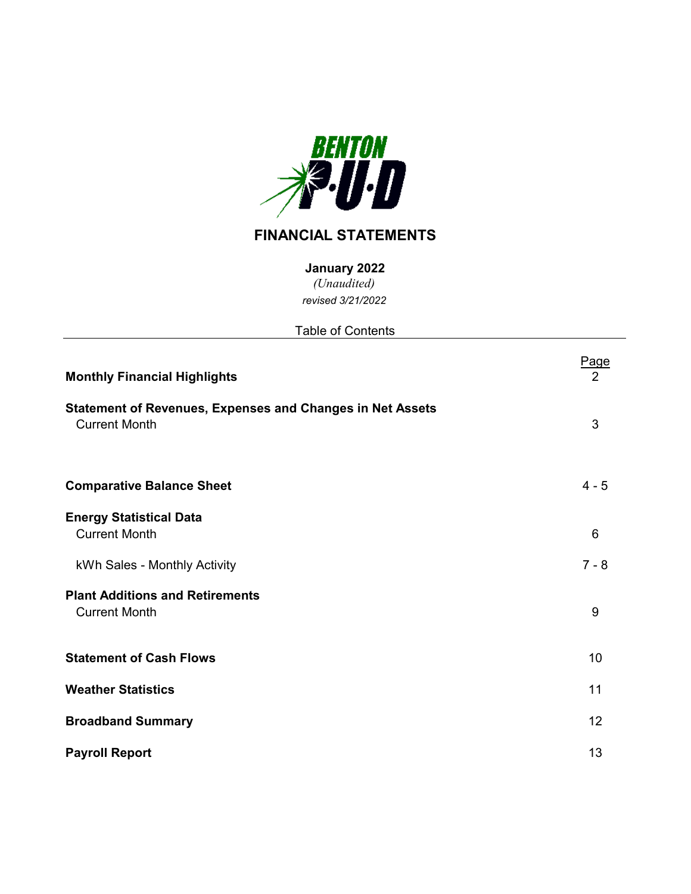BENTON P·U·D

# FINANCIAL STATEMENTS

**January 2022**

*(Unaudited)*

*revised 3/21/2022*

Table of Contents

| | Page |
|---|---|
| **Monthly Financial Highlights** | 2 |
| **Statement of Revenues, Expenses and Changes in Net Assets** | |
| Current Month | 3 |
| **Comparative Balance Sheet** | 4 - 5 |
| **Energy Statistical Data** | |
| Current Month | 6 |
| kWh Sales - Monthly Activity | 7 - 8 |
| **Plant Additions and Retirements** | |
| Current Month | 9 |
| **Statement of Cash Flows** | 10 |
| **Weather Statistics** | 11 |
| **Broadband Summary** | 12 |
| **Payroll Report** | 13 |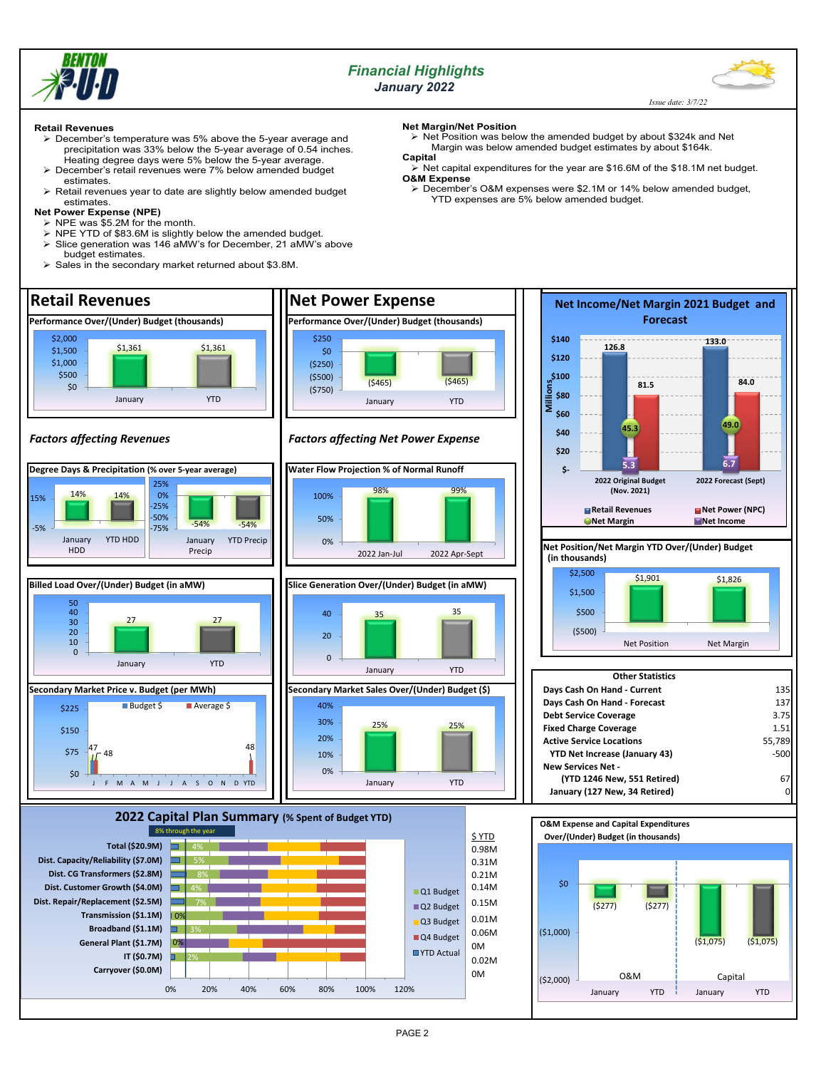# Financial Highlights
## January 2022

*Issue date: 3/7/22*

**Retail Revenues**
- December's temperature was 5% above the 5-year average and precipitation was 33% below the 5-year average of 0.54 inches. Heating degree days were 5% below the 5-year average.
- December's retail revenues were 7% below amended budget estimates.
- Retail revenues year to date are slightly below amended budget estimates.

**Net Power Expense (NPE)**
- NPE was $5.2M for the month.
- NPE YTD of $83.6M is slightly below the amended budget.
- Slice generation was 146 aMW's for December, 21 aMW's above budget estimates.
- Sales in the secondary market returned about $3.8M.

**Net Margin/Net Position**
- Net Position was below the amended budget by about $324k and Net Margin was below amended budget estimates by about $164k.

**Capital**
- Net capital expenditures for the year are $16.6M of the $18.1M net budget.

**O&M Expense**
- December's O&M expenses were $2.1M or 14% below amended budget, YTD expenses are 5% below amended budget.

## Retail Revenues

**Performance Over/(Under) Budget (thousands)**

| | January | YTD |
|---|---|---|
| | $1,361 | $1,361 |

### *Factors affecting Revenues*

**Degree Days & Precipitation (% over 5-year average)**

| January HDD | YTD HDD | January Precip | YTD Precip |
|---|---|---|---|
| 14% | 14% | -54% | -54% |

**Billed Load Over/(Under) Budget (in aMW)**

| January | YTD |
|---|---|
| 27 | 27 |

**Secondary Market Price v. Budget (per MWh)**

| | Budget $ | Average $ |
|---|---|---|
| J | 47 | 48 |
| YTD | | 48 |

## Net Power Expense

**Performance Over/(Under) Budget (thousands)**

| January | YTD |
|---|---|
| ($465) | ($465) |

### *Factors affecting Net Power Expense*

**Water Flow Projection % of Normal Runoff**

| 2022 Jan-Jul | 2022 Apr-Sept |
|---|---|
| 98% | 99% |

**Slice Generation Over/(Under) Budget (in aMW)**

| January | YTD |
|---|---|
| 35 | 35 |

**Secondary Market Sales Over/(Under) Budget ($)**

| January | YTD |
|---|---|
| 25% | 25% |

## Net Income/Net Margin 2021 Budget and Forecast

(Millions)

| | Retail Revenues | Net Power (NPC) | Net Margin | Net Income |
|---|---|---|---|---|
| 2022 Original Budget (Nov. 2021) | 126.8 | 81.5 | 45.3 | 5.3 |
| 2022 Forecast (Sept) | 133.0 | 84.0 | 49.0 | 6.7 |

**Net Position/Net Margin YTD Over/(Under) Budget (in thousands)**

| Net Position | Net Margin |
|---|---|
| $1,901 | $1,826 |

**Other Statistics**

| | |
|---|---|
| Days Cash On Hand - Current | 135 |
| Days Cash On Hand - Forecast | 137 |
| Debt Service Coverage | 3.75 |
| Fixed Charge Coverage | 1.51 |
| Active Service Locations | 55,789 |
| YTD Net Increase (January 43) | -500 |
| New Services Net - | |
| (YTD 1246 New, 551 Retired) | 67 |
| January (127 New, 34 Retired) | 0 |

## 2022 Capital Plan Summary (% Spent of Budget YTD)

8% through the year

| | YTD Actual | $ YTD |
|---|---|---|
| Total ($20.9M) | 4% | 0.98M |
| Dist. Capacity/Reliability ($7.0M) | 5% | 0.31M |
| Dist. CG Transformers ($2.8M) | 8% | 0.21M |
| Dist. Customer Growth ($4.0M) | 4% | 0.14M |
| Dist. Repair/Replacement ($2.5M) | 7% | 0.15M |
| Transmission ($1.1M) | 0% | 0.01M |
| Broadband ($1.1M) | 3% | 0.06M |
| General Plant ($1.7M) | 0% | 0M |
| IT ($0.7M) | 2% | 0.02M |
| Carryover ($0.0M) | | 0M |

**O&M Expense and Capital Expenditures Over/(Under) Budget (in thousands)**

| | January | YTD |
|---|---|---|
| O&M | ($277) | ($277) |
| Capital | ($1,075) | ($1,075) |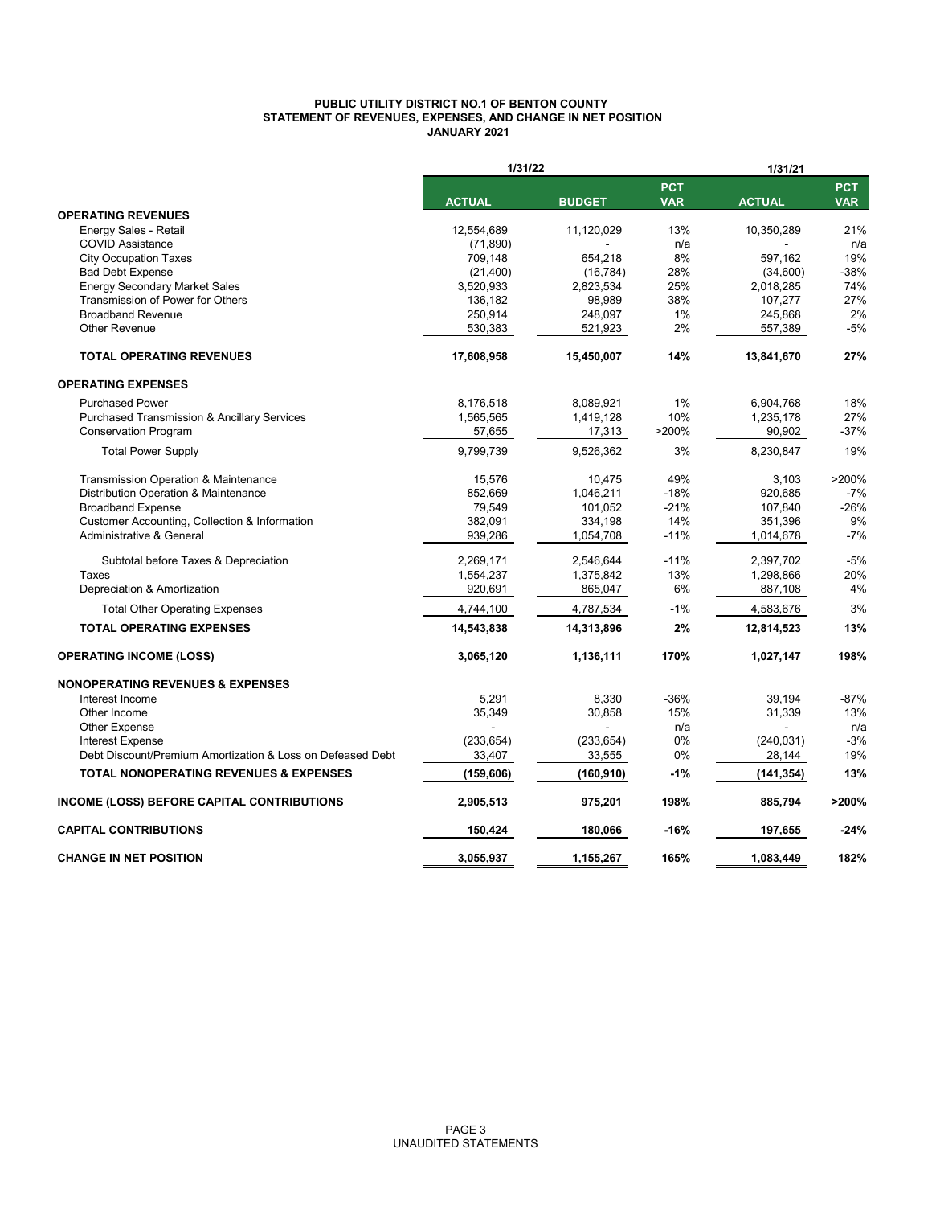**PUBLIC UTILITY DISTRICT NO.1 OF BENTON COUNTY**
**STATEMENT OF REVENUES, EXPENSES, AND CHANGE IN NET POSITION**
**JANUARY 2021**

| | 1/31/22 | | | 1/31/21 | |
|---|---|---|---|---|---|
| | ACTUAL | BUDGET | PCT VAR | ACTUAL | PCT VAR |
| **OPERATING REVENUES** | | | | | |
| Energy Sales - Retail | 12,554,689 | 11,120,029 | 13% | 10,350,289 | 21% |
| COVID Assistance | (71,890) | - | n/a | - | n/a |
| City Occupation Taxes | 709,148 | 654,218 | 8% | 597,162 | 19% |
| Bad Debt Expense | (21,400) | (16,784) | 28% | (34,600) | -38% |
| Energy Secondary Market Sales | 3,520,933 | 2,823,534 | 25% | 2,018,285 | 74% |
| Transmission of Power for Others | 136,182 | 98,989 | 38% | 107,277 | 27% |
| Broadband Revenue | 250,914 | 248,097 | 1% | 245,868 | 2% |
| Other Revenue | 530,383 | 521,923 | 2% | 557,389 | -5% |
| **TOTAL OPERATING REVENUES** | **17,608,958** | **15,450,007** | **14%** | **13,841,670** | **27%** |
| **OPERATING EXPENSES** | | | | | |
| Purchased Power | 8,176,518 | 8,089,921 | 1% | 6,904,768 | 18% |
| Purchased Transmission & Ancillary Services | 1,565,565 | 1,419,128 | 10% | 1,235,178 | 27% |
| Conservation Program | 57,655 | 17,313 | >200% | 90,902 | -37% |
| Total Power Supply | 9,799,739 | 9,526,362 | 3% | 8,230,847 | 19% |
| Transmission Operation & Maintenance | 15,576 | 10,475 | 49% | 3,103 | >200% |
| Distribution Operation & Maintenance | 852,669 | 1,046,211 | -18% | 920,685 | -7% |
| Broadband Expense | 79,549 | 101,052 | -21% | 107,840 | -26% |
| Customer Accounting, Collection & Information | 382,091 | 334,198 | 14% | 351,396 | 9% |
| Administrative & General | 939,286 | 1,054,708 | -11% | 1,014,678 | -7% |
| Subtotal before Taxes & Depreciation | 2,269,171 | 2,546,644 | -11% | 2,397,702 | -5% |
| Taxes | 1,554,237 | 1,375,842 | 13% | 1,298,866 | 20% |
| Depreciation & Amortization | 920,691 | 865,047 | 6% | 887,108 | 4% |
| Total Other Operating Expenses | 4,744,100 | 4,787,534 | -1% | 4,583,676 | 3% |
| **TOTAL OPERATING EXPENSES** | **14,543,838** | **14,313,896** | **2%** | **12,814,523** | **13%** |
| **OPERATING INCOME (LOSS)** | **3,065,120** | **1,136,111** | **170%** | **1,027,147** | **198%** |
| **NONOPERATING REVENUES & EXPENSES** | | | | | |
| Interest Income | 5,291 | 8,330 | -36% | 39,194 | -87% |
| Other Income | 35,349 | 30,858 | 15% | 31,339 | 13% |
| Other Expense | - | - | n/a | - | n/a |
| Interest Expense | (233,654) | (233,654) | 0% | (240,031) | -3% |
| Debt Discount/Premium Amortization & Loss on Defeased Debt | 33,407 | 33,555 | 0% | 28,144 | 19% |
| **TOTAL NONOPERATING REVENUES & EXPENSES** | **(159,606)** | **(160,910)** | **-1%** | **(141,354)** | **13%** |
| **INCOME (LOSS) BEFORE CAPITAL CONTRIBUTIONS** | **2,905,513** | **975,201** | **198%** | **885,794** | **>200%** |
| **CAPITAL CONTRIBUTIONS** | **150,424** | **180,066** | **-16%** | **197,655** | **-24%** |
| **CHANGE IN NET POSITION** | **3,055,937** | **1,155,267** | **165%** | **1,083,449** | **182%** |

UNAUDITED STATEMENTS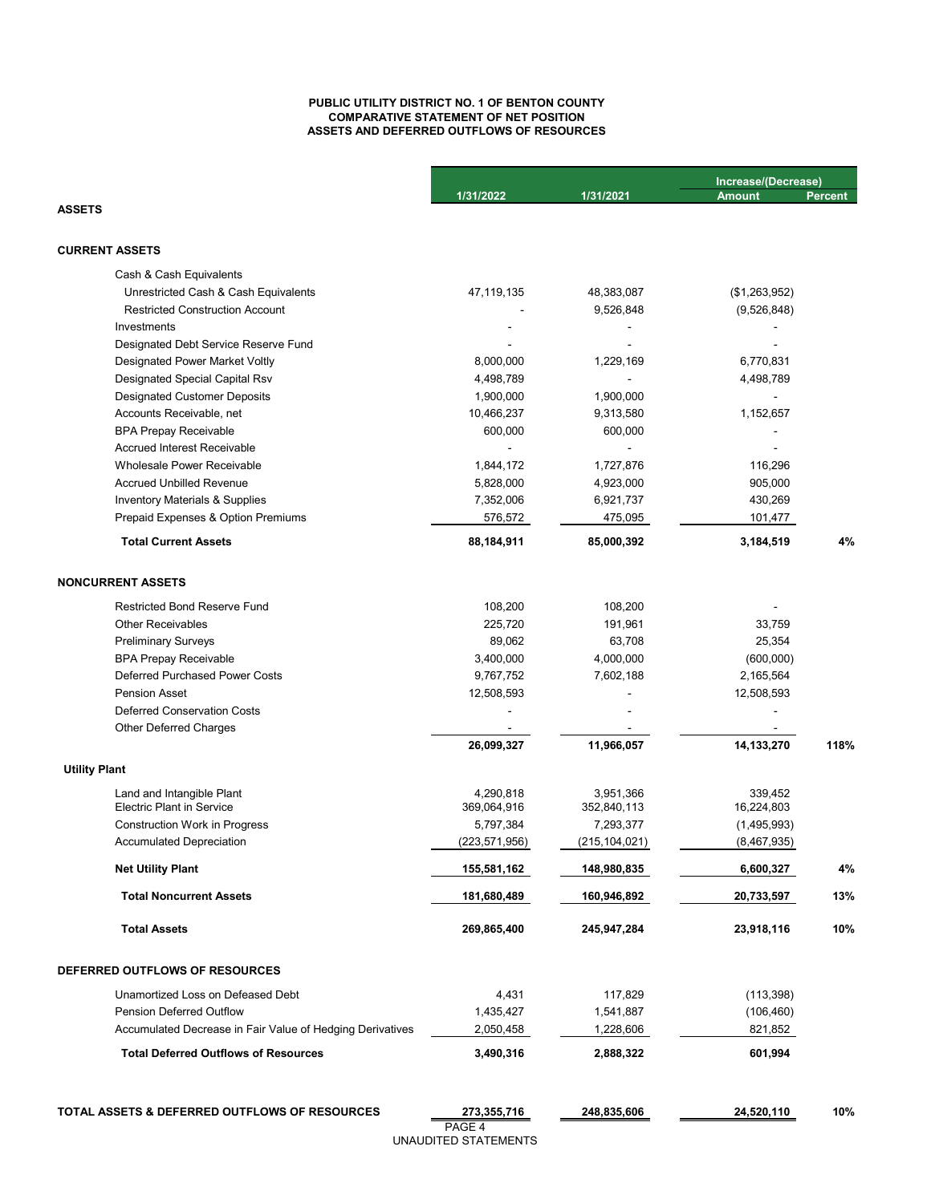# PUBLIC UTILITY DISTRICT NO. 1 OF BENTON COUNTY
## COMPARATIVE STATEMENT OF NET POSITION
## ASSETS AND DEFERRED OUTFLOWS OF RESOURCES

| | 1/31/2022 | 1/31/2021 | Increase/(Decrease) Amount | Percent |
|---|---|---|---|---|
| **ASSETS** | | | | |
| **CURRENT ASSETS** | | | | |
| Cash & Cash Equivalents | | | | |
| Unrestricted Cash & Cash Equivalents | 47,119,135 | 48,383,087 | ($1,263,952) | |
| Restricted Construction Account | - | 9,526,848 | (9,526,848) | |
| Investments | - | - | - | |
| Designated Debt Service Reserve Fund | - | - | - | |
| Designated Power Market Voltly | 8,000,000 | 1,229,169 | 6,770,831 | |
| Designated Special Capital Rsv | 4,498,789 | - | 4,498,789 | |
| Designated Customer Deposits | 1,900,000 | 1,900,000 | - | |
| Accounts Receivable, net | 10,466,237 | 9,313,580 | 1,152,657 | |
| BPA Prepay Receivable | 600,000 | 600,000 | - | |
| Accrued Interest Receivable | - | - | - | |
| Wholesale Power Receivable | 1,844,172 | 1,727,876 | 116,296 | |
| Accrued Unbilled Revenue | 5,828,000 | 4,923,000 | 905,000 | |
| Inventory Materials & Supplies | 7,352,006 | 6,921,737 | 430,269 | |
| Prepaid Expenses & Option Premiums | 576,572 | 475,095 | 101,477 | |
| **Total Current Assets** | **88,184,911** | **85,000,392** | **3,184,519** | **4%** |
| **NONCURRENT ASSETS** | | | | |
| Restricted Bond Reserve Fund | 108,200 | 108,200 | - | |
| Other Receivables | 225,720 | 191,961 | 33,759 | |
| Preliminary Surveys | 89,062 | 63,708 | 25,354 | |
| BPA Prepay Receivable | 3,400,000 | 4,000,000 | (600,000) | |
| Deferred Purchased Power Costs | 9,767,752 | 7,602,188 | 2,165,564 | |
| Pension Asset | 12,508,593 | - | 12,508,593 | |
| Deferred Conservation Costs | - | - | - | |
| Other Deferred Charges | - | - | - | |
| | **26,099,327** | **11,966,057** | **14,133,270** | **118%** |
| **Utility Plant** | | | | |
| Land and Intangible Plant | 4,290,818 | 3,951,366 | 339,452 | |
| Electric Plant in Service | 369,064,916 | 352,840,113 | 16,224,803 | |
| Construction Work in Progress | 5,797,384 | 7,293,377 | (1,495,993) | |
| Accumulated Depreciation | (223,571,956) | (215,104,021) | (8,467,935) | |
| **Net Utility Plant** | **155,581,162** | **148,980,835** | **6,600,327** | **4%** |
| **Total Noncurrent Assets** | **181,680,489** | **160,946,892** | **20,733,597** | **13%** |
| **Total Assets** | **269,865,400** | **245,947,284** | **23,918,116** | **10%** |
| **DEFERRED OUTFLOWS OF RESOURCES** | | | | |
| Unamortized Loss on Defeased Debt | 4,431 | 117,829 | (113,398) | |
| Pension Deferred Outflow | 1,435,427 | 1,541,887 | (106,460) | |
| Accumulated Decrease in Fair Value of Hedging Derivatives | 2,050,458 | 1,228,606 | 821,852 | |
| **Total Deferred Outflows of Resources** | **3,490,316** | **2,888,322** | **601,994** | |
| **TOTAL ASSETS & DEFERRED OUTFLOWS OF RESOURCES** | **273,355,716** | **248,835,606** | **24,520,110** | **10%** |

UNAUDITED STATEMENTS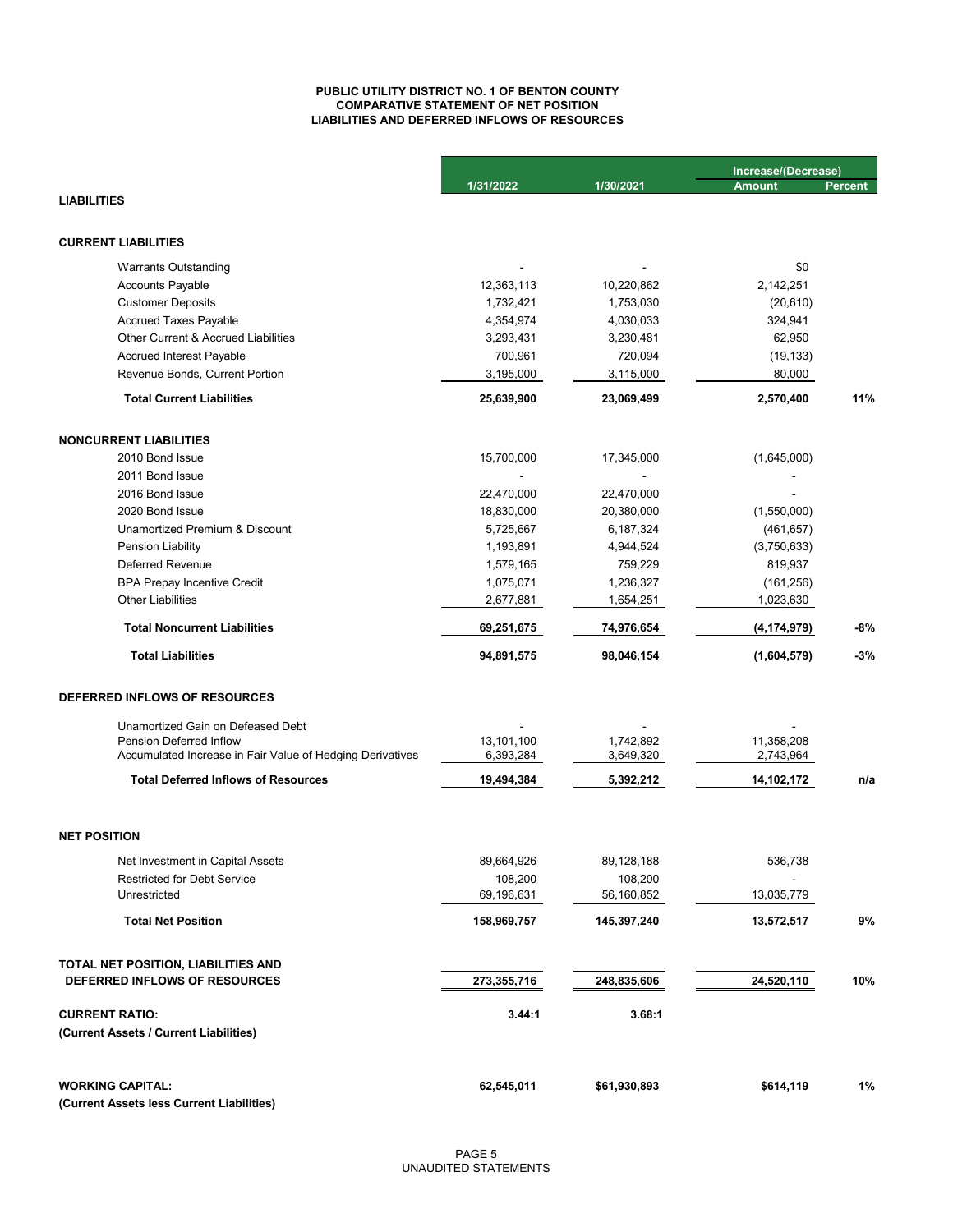**PUBLIC UTILITY DISTRICT NO. 1 OF BENTON COUNTY**
**COMPARATIVE STATEMENT OF NET POSITION**
**LIABILITIES AND DEFERRED INFLOWS OF RESOURCES**

| | 1/31/2022 | 1/30/2021 | Increase/(Decrease) Amount | Percent |
|---|---|---|---|---|
| **LIABILITIES** | | | | |
| **CURRENT LIABILITIES** | | | | |
| Warrants Outstanding | - | - | $0 | |
| Accounts Payable | 12,363,113 | 10,220,862 | 2,142,251 | |
| Customer Deposits | 1,732,421 | 1,753,030 | (20,610) | |
| Accrued Taxes Payable | 4,354,974 | 4,030,033 | 324,941 | |
| Other Current & Accrued Liabilities | 3,293,431 | 3,230,481 | 62,950 | |
| Accrued Interest Payable | 700,961 | 720,094 | (19,133) | |
| Revenue Bonds, Current Portion | 3,195,000 | 3,115,000 | 80,000 | |
| **Total Current Liabilities** | **25,639,900** | **23,069,499** | **2,570,400** | **11%** |
| **NONCURRENT LIABILITIES** | | | | |
| 2010 Bond Issue | 15,700,000 | 17,345,000 | (1,645,000) | |
| 2011 Bond Issue | - | - | - | |
| 2016 Bond Issue | 22,470,000 | 22,470,000 | - | |
| 2020 Bond Issue | 18,830,000 | 20,380,000 | (1,550,000) | |
| Unamortized Premium & Discount | 5,725,667 | 6,187,324 | (461,657) | |
| Pension Liability | 1,193,891 | 4,944,524 | (3,750,633) | |
| Deferred Revenue | 1,579,165 | 759,229 | 819,937 | |
| BPA Prepay Incentive Credit | 1,075,071 | 1,236,327 | (161,256) | |
| Other Liabilities | 2,677,881 | 1,654,251 | 1,023,630 | |
| **Total Noncurrent Liabilities** | **69,251,675** | **74,976,654** | **(4,174,979)** | **-8%** |
| **Total Liabilities** | **94,891,575** | **98,046,154** | **(1,604,579)** | **-3%** |
| **DEFERRED INFLOWS OF RESOURCES** | | | | |
| Unamortized Gain on Defeased Debt | - | - | - | |
| Pension Deferred Inflow | 13,101,100 | 1,742,892 | 11,358,208 | |
| Accumulated Increase in Fair Value of Hedging Derivatives | 6,393,284 | 3,649,320 | 2,743,964 | |
| **Total Deferred Inflows of Resources** | **19,494,384** | **5,392,212** | **14,102,172** | **n/a** |
| **NET POSITION** | | | | |
| Net Investment in Capital Assets | 89,664,926 | 89,128,188 | 536,738 | |
| Restricted for Debt Service | 108,200 | 108,200 | - | |
| Unrestricted | 69,196,631 | 56,160,852 | 13,035,779 | |
| **Total Net Position** | **158,969,757** | **145,397,240** | **13,572,517** | **9%** |
| **TOTAL NET POSITION, LIABILITIES AND DEFERRED INFLOWS OF RESOURCES** | **273,355,716** | **248,835,606** | **24,520,110** | **10%** |
| **CURRENT RATIO:** (Current Assets / Current Liabilities) | **3.44:1** | **3.68:1** | | |
| **WORKING CAPITAL:** (Current Assets less Current Liabilities) | **62,545,011** | **$61,930,893** | **$614,119** | **1%** |

UNAUDITED STATEMENTS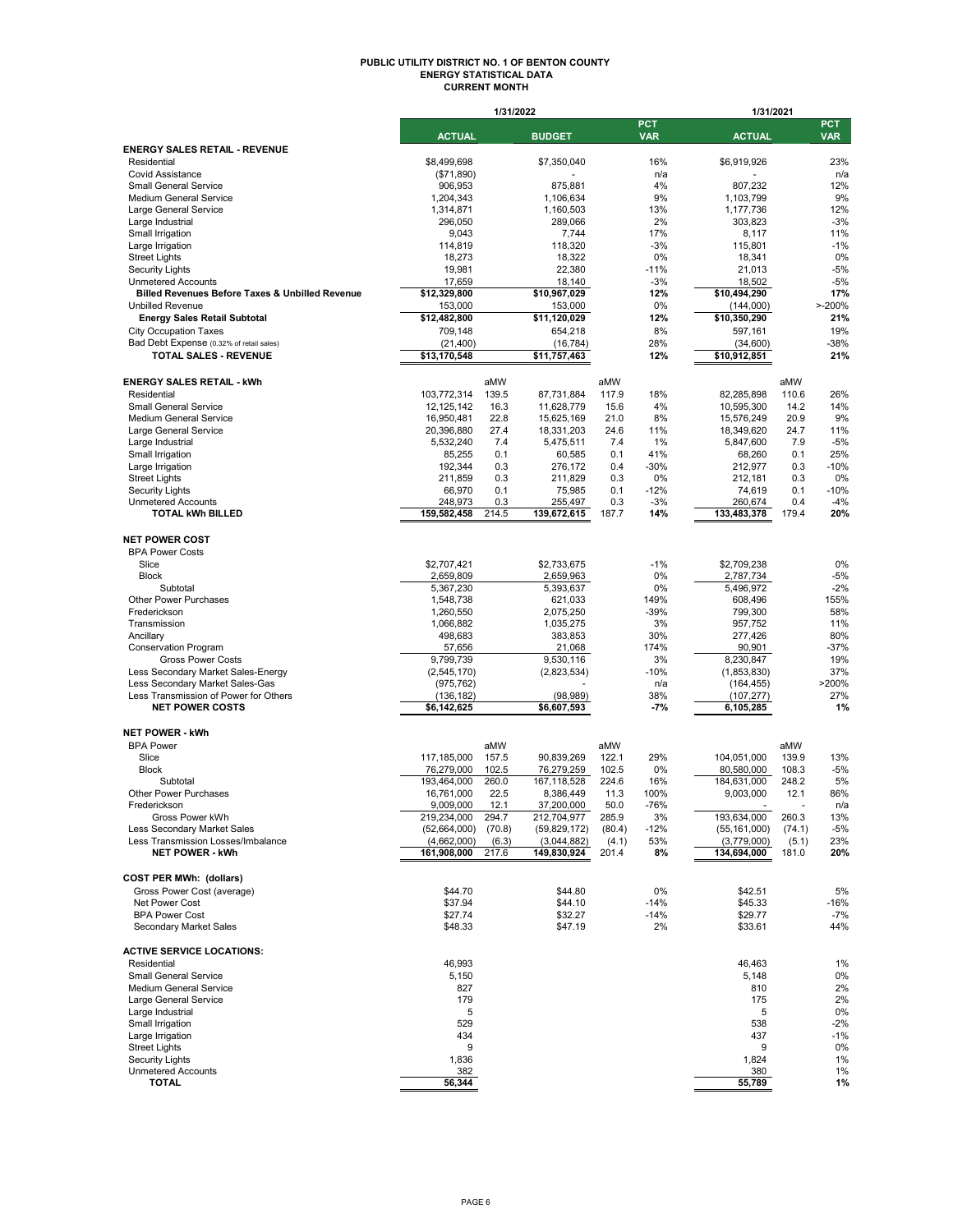# PUBLIC UTILITY DISTRICT NO. 1 OF BENTON COUNTY
## ENERGY STATISTICAL DATA
### CURRENT MONTH

| | 1/31/2022 | | | | | 1/31/2021 | | |
|---|---|---|---|---|---|---|---|---|
| | ACTUAL | | BUDGET | | PCT VAR | ACTUAL | | PCT VAR |
| **ENERGY SALES RETAIL - REVENUE** | | | | | | | | |
| Residential | $8,499,698 | | $7,350,040 | | 16% | $6,919,926 | | 23% |
| Covid Assistance | ($71,890) | | - | | n/a | - | | n/a |
| Small General Service | 906,953 | | 875,881 | | 4% | 807,232 | | 12% |
| Medium General Service | 1,204,343 | | 1,106,634 | | 9% | 1,103,799 | | 9% |
| Large General Service | 1,314,871 | | 1,160,503 | | 13% | 1,177,736 | | 12% |
| Large Industrial | 296,050 | | 289,066 | | 2% | 303,823 | | -3% |
| Small Irrigation | 9,043 | | 7,744 | | 17% | 8,117 | | 11% |
| Large Irrigation | 114,819 | | 118,320 | | -3% | 115,801 | | -1% |
| Street Lights | 18,273 | | 18,322 | | 0% | 18,341 | | 0% |
| Security Lights | 19,981 | | 22,380 | | -11% | 21,013 | | -5% |
| Unmetered Accounts | 17,659 | | 18,140 | | -3% | 18,502 | | -5% |
| **Billed Revenues Before Taxes & Unbilled Revenue** | **$12,329,800** | | **$10,967,029** | | **12%** | **$10,494,290** | | **17%** |
| Unbilled Revenue | 153,000 | | 153,000 | | 0% | (144,000) | | >-200% |
| **Energy Sales Retail Subtotal** | **$12,482,800** | | **$11,120,029** | | **12%** | **$10,350,290** | | **21%** |
| City Occupation Taxes | 709,148 | | 654,218 | | 8% | 597,161 | | 19% |
| Bad Debt Expense (0.32% of retail sales) | (21,400) | | (16,784) | | 28% | (34,600) | | -38% |
| **TOTAL SALES - REVENUE** | **$13,170,548** | | **$11,757,463** | | **12%** | **$10,912,851** | | **21%** |
| | | | | | | | | |
| **ENERGY SALES RETAIL - kWh** | | aMW | | aMW | | | aMW | |
| Residential | 103,772,314 | 139.5 | 87,731,884 | 117.9 | 18% | 82,285,898 | 110.6 | 26% |
| Small General Service | 12,125,142 | 16.3 | 11,628,779 | 15.6 | 4% | 10,595,300 | 14.2 | 14% |
| Medium General Service | 16,950,481 | 22.8 | 15,625,169 | 21.0 | 8% | 15,576,249 | 20.9 | 9% |
| Large General Service | 20,396,880 | 27.4 | 18,331,203 | 24.6 | 11% | 18,349,620 | 24.7 | 11% |
| Large Industrial | 5,532,240 | 7.4 | 5,475,511 | 7.4 | 1% | 5,847,600 | 7.9 | -5% |
| Small Irrigation | 85,255 | 0.1 | 60,585 | 0.1 | 41% | 68,260 | 0.1 | 25% |
| Large Irrigation | 192,344 | 0.3 | 276,172 | 0.4 | -30% | 212,977 | 0.3 | -10% |
| Street Lights | 211,859 | 0.3 | 211,829 | 0.3 | 0% | 212,181 | 0.3 | 0% |
| Security Lights | 66,970 | 0.1 | 75,985 | 0.1 | -12% | 74,619 | 0.1 | -10% |
| Unmetered Accounts | 248,973 | 0.3 | 255,497 | 0.3 | -3% | 260,674 | 0.4 | -4% |
| **TOTAL kWh BILLED** | **159,582,458** | **214.5** | **139,672,615** | **187.7** | **14%** | **133,483,378** | **179.4** | **20%** |
| | | | | | | | | |
| **NET POWER COST** | | | | | | | | |
| BPA Power Costs | | | | | | | | |
| Slice | $2,707,421 | | $2,733,675 | | -1% | $2,709,238 | | 0% |
| Block | 2,659,809 | | 2,659,963 | | 0% | 2,787,734 | | -5% |
| Subtotal | 5,367,230 | | 5,393,637 | | 0% | 5,496,972 | | -2% |
| Other Power Purchases | 1,548,738 | | 621,033 | | 149% | 608,496 | | 155% |
| Frederickson | 1,260,550 | | 2,075,250 | | -39% | 799,300 | | 58% |
| Transmission | 1,066,882 | | 1,035,275 | | 3% | 957,752 | | 11% |
| Ancillary | 498,683 | | 383,853 | | 30% | 277,426 | | 80% |
| Conservation Program | 57,656 | | 21,068 | | 174% | 90,901 | | -37% |
| Gross Power Costs | 9,799,739 | | 9,530,116 | | 3% | 8,230,847 | | 19% |
| Less Secondary Market Sales-Energy | (2,545,170) | | (2,823,534) | | -10% | (1,853,830) | | 37% |
| Less Secondary Market Sales-Gas | (975,762) | | - | | n/a | (164,455) | | >200% |
| Less Transmission of Power for Others | (136,182) | | (98,989) | | 38% | (107,277) | | 27% |
| **NET POWER COSTS** | **$6,142,625** | | **$6,607,593** | | **-7%** | **6,105,285** | | **1%** |
| | | | | | | | | |
| **NET POWER - kWh** | | | | | | | | |
| BPA Power | | aMW | | aMW | | | aMW | |
| Slice | 117,185,000 | 157.5 | 90,839,269 | 122.1 | 29% | 104,051,000 | 139.9 | 13% |
| Block | 76,279,000 | 102.5 | 76,279,259 | 102.5 | 0% | 80,580,000 | 108.3 | -5% |
| Subtotal | 193,464,000 | 260.0 | 167,118,528 | 224.6 | 16% | 184,631,000 | 248.2 | 5% |
| Other Power Purchases | 16,761,000 | 22.5 | 8,386,449 | 11.3 | 100% | 9,003,000 | 12.1 | 86% |
| Frederickson | 9,009,000 | 12.1 | 37,200,000 | 50.0 | -76% | - | - | n/a |
| Gross Power kWh | 219,234,000 | 294.7 | 212,704,977 | 285.9 | 3% | 193,634,000 | 260.3 | 13% |
| Less Secondary Market Sales | (52,664,000) | (70.8) | (59,829,172) | (80.4) | -12% | (55,161,000) | (74.1) | -5% |
| Less Transmission Losses/Imbalance | (4,662,000) | (6.3) | (3,044,882) | (4.1) | 53% | (3,779,000) | (5.1) | 23% |
| **NET POWER - kWh** | **161,908,000** | **217.6** | **149,830,924** | **201.4** | **8%** | **134,694,000** | **181.0** | **20%** |
| | | | | | | | | |
| **COST PER MWh: (dollars)** | | | | | | | | |
| Gross Power Cost (average) | $44.70 | | $44.80 | | 0% | $42.51 | | 5% |
| Net Power Cost | $37.94 | | $44.10 | | -14% | $45.33 | | -16% |
| BPA Power Cost | $27.74 | | $32.27 | | -14% | $29.77 | | -7% |
| Secondary Market Sales | $48.33 | | $47.19 | | 2% | $33.61 | | 44% |
| | | | | | | | | |
| **ACTIVE SERVICE LOCATIONS:** | | | | | | | | |
| Residential | 46,993 | | | | | 46,463 | | 1% |
| Small General Service | 5,150 | | | | | 5,148 | | 0% |
| Medium General Service | 827 | | | | | 810 | | 2% |
| Large General Service | 179 | | | | | 175 | | 2% |
| Large Industrial | 5 | | | | | 5 | | 0% |
| Small Irrigation | 529 | | | | | 538 | | -2% |
| Large Irrigation | 434 | | | | | 437 | | -1% |
| Street Lights | 9 | | | | | 9 | | 0% |
| Security Lights | 1,836 | | | | | 1,824 | | 1% |
| Unmetered Accounts | 382 | | | | | 380 | | 1% |
| **TOTAL** | **56,344** | | | | | **55,789** | | **1%** |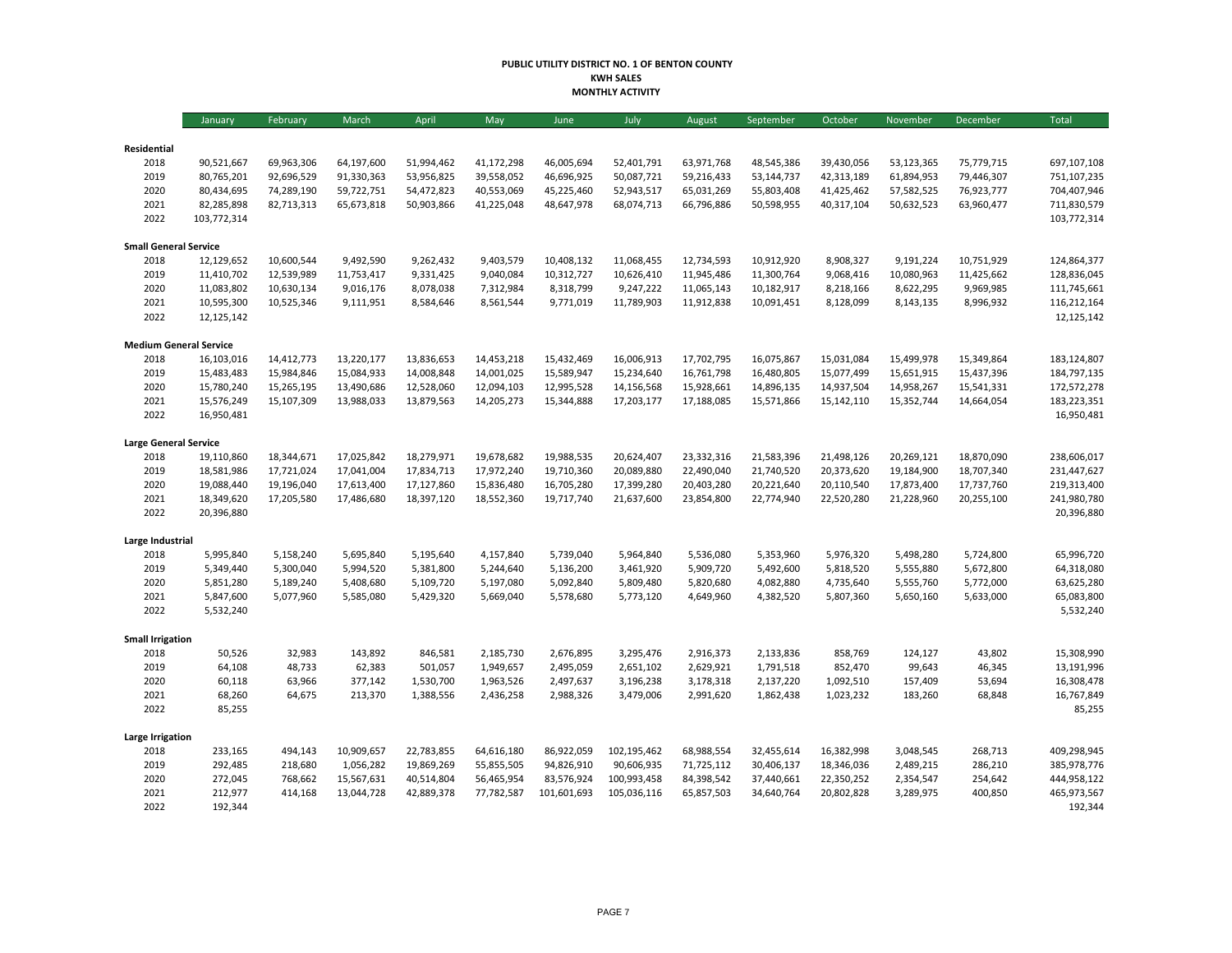**PUBLIC UTILITY DISTRICT NO. 1 OF BENTON COUNTY**
**KWH SALES**
**MONTHLY ACTIVITY**

| | January | February | March | April | May | June | July | August | September | October | November | December | Total |
|---|---|---|---|---|---|---|---|---|---|---|---|---|---|
| **Residential** | | | | | | | | | | | | | |
| 2018 | 90,521,667 | 69,963,306 | 64,197,600 | 51,994,462 | 41,172,298 | 46,005,694 | 52,401,791 | 63,971,768 | 48,545,386 | 39,430,056 | 53,123,365 | 75,779,715 | 697,107,108 |
| 2019 | 80,765,201 | 92,696,529 | 91,330,363 | 53,956,825 | 39,558,052 | 46,696,925 | 50,087,721 | 59,216,433 | 53,144,737 | 42,313,189 | 61,894,953 | 79,446,307 | 751,107,235 |
| 2020 | 80,434,695 | 74,289,190 | 59,722,751 | 54,472,823 | 40,553,069 | 45,225,460 | 52,943,517 | 65,031,269 | 55,803,408 | 41,425,462 | 57,582,525 | 76,923,777 | 704,407,946 |
| 2021 | 82,285,898 | 82,713,313 | 65,673,818 | 50,903,866 | 41,225,048 | 48,647,978 | 68,074,713 | 66,796,886 | 50,598,955 | 40,317,104 | 50,632,523 | 63,960,477 | 711,830,579 |
| 2022 | 103,772,314 | | | | | | | | | | | | 103,772,314 |
| **Small General Service** | | | | | | | | | | | | | |
| 2018 | 12,129,652 | 10,600,544 | 9,492,590 | 9,262,432 | 9,403,579 | 10,408,132 | 11,068,455 | 12,734,593 | 10,912,920 | 8,908,327 | 9,191,224 | 10,751,929 | 124,864,377 |
| 2019 | 11,410,702 | 12,539,989 | 11,753,417 | 9,331,425 | 9,040,084 | 10,312,727 | 10,626,410 | 11,945,486 | 11,300,764 | 9,068,416 | 10,080,963 | 11,425,662 | 128,836,045 |
| 2020 | 11,083,802 | 10,630,134 | 9,016,176 | 8,078,038 | 7,312,984 | 8,318,799 | 9,247,222 | 11,065,143 | 10,182,917 | 8,218,166 | 8,622,295 | 9,969,985 | 111,745,661 |
| 2021 | 10,595,300 | 10,525,346 | 9,111,951 | 8,584,646 | 8,561,544 | 9,771,019 | 11,789,903 | 11,912,838 | 10,091,451 | 8,128,099 | 8,143,135 | 8,996,932 | 116,212,164 |
| 2022 | 12,125,142 | | | | | | | | | | | | 12,125,142 |
| **Medium General Service** | | | | | | | | | | | | | |
| 2018 | 16,103,016 | 14,412,773 | 13,220,177 | 13,836,653 | 14,453,218 | 15,432,469 | 16,006,913 | 17,702,795 | 16,075,867 | 15,031,084 | 15,499,978 | 15,349,864 | 183,124,807 |
| 2019 | 15,483,483 | 15,984,846 | 15,084,933 | 14,008,848 | 14,001,025 | 15,589,947 | 15,234,640 | 16,761,798 | 16,480,805 | 15,077,499 | 15,651,915 | 15,437,396 | 184,797,135 |
| 2020 | 15,780,240 | 15,265,195 | 13,490,686 | 12,528,060 | 12,094,103 | 12,995,528 | 14,156,568 | 15,928,661 | 14,896,135 | 14,937,504 | 14,958,267 | 15,541,331 | 172,572,278 |
| 2021 | 15,576,249 | 15,107,309 | 13,988,033 | 13,879,563 | 14,205,273 | 15,344,888 | 17,203,177 | 17,188,085 | 15,571,866 | 15,142,110 | 15,352,744 | 14,664,054 | 183,223,351 |
| 2022 | 16,950,481 | | | | | | | | | | | | 16,950,481 |
| **Large General Service** | | | | | | | | | | | | | |
| 2018 | 19,110,860 | 18,344,671 | 17,025,842 | 18,279,971 | 19,678,682 | 19,988,535 | 20,624,407 | 23,332,316 | 21,583,396 | 21,498,126 | 20,269,121 | 18,870,090 | 238,606,017 |
| 2019 | 18,581,986 | 17,721,024 | 17,041,004 | 17,834,713 | 17,972,240 | 19,710,360 | 20,089,880 | 22,490,040 | 21,740,520 | 20,373,620 | 19,184,900 | 18,707,340 | 231,447,627 |
| 2020 | 19,088,440 | 19,196,040 | 17,613,400 | 17,127,860 | 15,836,480 | 16,705,280 | 17,399,280 | 20,403,280 | 20,221,640 | 20,110,540 | 17,873,400 | 17,737,760 | 219,313,400 |
| 2021 | 18,349,620 | 17,205,580 | 17,486,680 | 18,397,120 | 18,552,360 | 19,717,740 | 21,637,600 | 23,854,800 | 22,774,940 | 22,520,280 | 21,228,960 | 20,255,100 | 241,980,780 |
| 2022 | 20,396,880 | | | | | | | | | | | | 20,396,880 |
| **Large Industrial** | | | | | | | | | | | | | |
| 2018 | 5,995,840 | 5,158,240 | 5,695,840 | 5,195,640 | 4,157,840 | 5,739,040 | 5,964,840 | 5,536,080 | 5,353,960 | 5,976,320 | 5,498,280 | 5,724,800 | 65,996,720 |
| 2019 | 5,349,440 | 5,300,040 | 5,994,520 | 5,381,800 | 5,244,640 | 5,136,200 | 3,461,920 | 5,909,720 | 5,492,600 | 5,818,520 | 5,555,880 | 5,672,800 | 64,318,080 |
| 2020 | 5,851,280 | 5,189,240 | 5,408,680 | 5,109,720 | 5,197,080 | 5,092,840 | 5,809,480 | 5,820,680 | 4,082,880 | 4,735,640 | 5,555,760 | 5,772,000 | 63,625,280 |
| 2021 | 5,847,600 | 5,077,960 | 5,585,080 | 5,429,320 | 5,669,040 | 5,578,680 | 5,773,120 | 4,649,960 | 4,382,520 | 5,807,360 | 5,650,160 | 5,633,000 | 65,083,800 |
| 2022 | 5,532,240 | | | | | | | | | | | | 5,532,240 |
| **Small Irrigation** | | | | | | | | | | | | | |
| 2018 | 50,526 | 32,983 | 143,892 | 846,581 | 2,185,730 | 2,676,895 | 3,295,476 | 2,916,373 | 2,133,836 | 858,769 | 124,127 | 43,802 | 15,308,990 |
| 2019 | 64,108 | 48,733 | 62,383 | 501,057 | 1,949,657 | 2,495,059 | 2,651,102 | 2,629,921 | 1,791,518 | 852,470 | 99,643 | 46,345 | 13,191,996 |
| 2020 | 60,118 | 63,966 | 377,142 | 1,530,700 | 1,963,526 | 2,497,637 | 3,196,238 | 3,178,318 | 2,137,220 | 1,092,510 | 157,409 | 53,694 | 16,308,478 |
| 2021 | 68,260 | 64,675 | 213,370 | 1,388,556 | 2,436,258 | 2,988,326 | 3,479,006 | 2,991,620 | 1,862,438 | 1,023,232 | 183,260 | 68,848 | 16,767,849 |
| 2022 | 85,255 | | | | | | | | | | | | 85,255 |
| **Large Irrigation** | | | | | | | | | | | | | |
| 2018 | 233,165 | 494,143 | 10,909,657 | 22,783,855 | 64,616,180 | 86,922,059 | 102,195,462 | 68,988,554 | 32,455,614 | 16,382,998 | 3,048,545 | 268,713 | 409,298,945 |
| 2019 | 292,485 | 218,680 | 1,056,282 | 19,869,269 | 55,855,505 | 94,826,910 | 90,606,935 | 71,725,112 | 30,406,137 | 18,346,036 | 2,489,215 | 286,210 | 385,978,776 |
| 2020 | 272,045 | 768,662 | 15,567,631 | 40,514,804 | 56,465,954 | 83,576,924 | 100,993,458 | 84,398,542 | 37,440,661 | 22,350,252 | 2,354,547 | 254,642 | 444,958,122 |
| 2021 | 212,977 | 414,168 | 13,044,728 | 42,889,378 | 77,782,587 | 101,601,693 | 105,036,116 | 65,857,503 | 34,640,764 | 20,802,828 | 3,289,975 | 400,850 | 465,973,567 |
| 2022 | 192,344 | | | | | | | | | | | | 192,344 |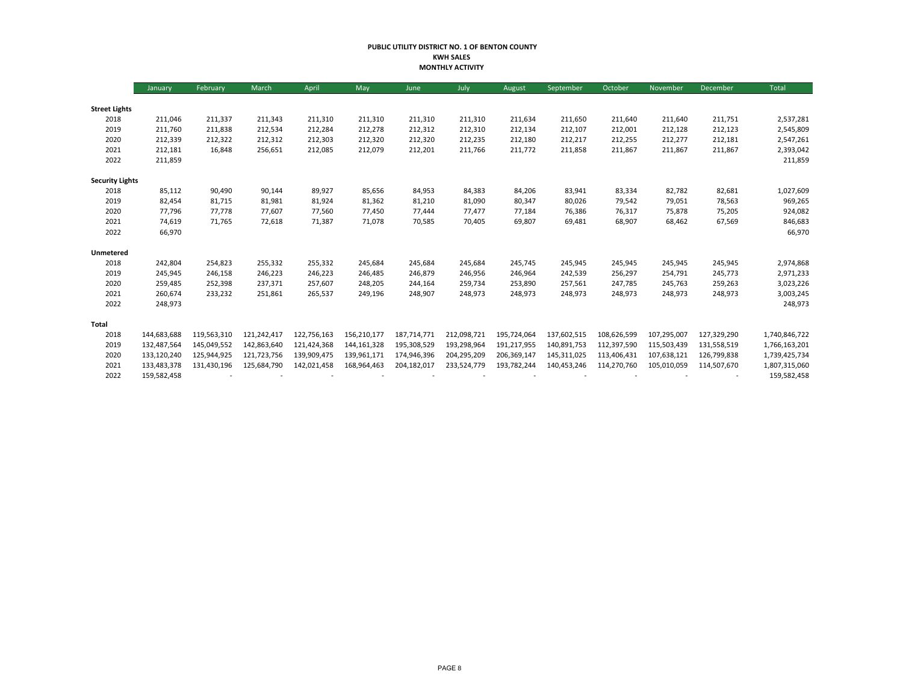**PUBLIC UTILITY DISTRICT NO. 1 OF BENTON COUNTY**
**KWH SALES**
**MONTHLY ACTIVITY**

| | January | February | March | April | May | June | July | August | September | October | November | December | Total |
|---|---|---|---|---|---|---|---|---|---|---|---|---|---|
| **Street Lights** | | | | | | | | | | | | | |
| 2018 | 211,046 | 211,337 | 211,343 | 211,310 | 211,310 | 211,310 | 211,310 | 211,634 | 211,650 | 211,640 | 211,640 | 211,751 | 2,537,281 |
| 2019 | 211,760 | 211,838 | 212,534 | 212,284 | 212,278 | 212,312 | 212,310 | 212,134 | 212,107 | 212,001 | 212,128 | 212,123 | 2,545,809 |
| 2020 | 212,339 | 212,322 | 212,312 | 212,303 | 212,320 | 212,320 | 212,235 | 212,180 | 212,217 | 212,255 | 212,277 | 212,181 | 2,547,261 |
| 2021 | 212,181 | 16,848 | 256,651 | 212,085 | 212,079 | 212,201 | 211,766 | 211,772 | 211,858 | 211,867 | 211,867 | 211,867 | 2,393,042 |
| 2022 | 211,859 | | | | | | | | | | | | 211,859 |
| **Security Lights** | | | | | | | | | | | | | |
| 2018 | 85,112 | 90,490 | 90,144 | 89,927 | 85,656 | 84,953 | 84,383 | 84,206 | 83,941 | 83,334 | 82,782 | 82,681 | 1,027,609 |
| 2019 | 82,454 | 81,715 | 81,981 | 81,924 | 81,362 | 81,210 | 81,090 | 80,347 | 80,026 | 79,542 | 79,051 | 78,563 | 969,265 |
| 2020 | 77,796 | 77,778 | 77,607 | 77,560 | 77,450 | 77,444 | 77,477 | 77,184 | 76,386 | 76,317 | 75,878 | 75,205 | 924,082 |
| 2021 | 74,619 | 71,765 | 72,618 | 71,387 | 71,078 | 70,585 | 70,405 | 69,807 | 69,481 | 68,907 | 68,462 | 67,569 | 846,683 |
| 2022 | 66,970 | | | | | | | | | | | | 66,970 |
| **Unmetered** | | | | | | | | | | | | | |
| 2018 | 242,804 | 254,823 | 255,332 | 255,332 | 245,684 | 245,684 | 245,684 | 245,745 | 245,945 | 245,945 | 245,945 | 245,945 | 2,974,868 |
| 2019 | 245,945 | 246,158 | 246,223 | 246,223 | 246,485 | 246,879 | 246,956 | 246,964 | 242,539 | 256,297 | 254,791 | 245,773 | 2,971,233 |
| 2020 | 259,485 | 252,398 | 237,371 | 257,607 | 248,205 | 244,164 | 259,734 | 253,890 | 257,561 | 247,785 | 245,763 | 259,263 | 3,023,226 |
| 2021 | 260,674 | 233,232 | 251,861 | 265,537 | 249,196 | 248,907 | 248,973 | 248,973 | 248,973 | 248,973 | 248,973 | 248,973 | 3,003,245 |
| 2022 | 248,973 | | | | | | | | | | | | 248,973 |
| **Total** | | | | | | | | | | | | | |
| 2018 | 144,683,688 | 119,563,310 | 121,242,417 | 122,756,163 | 156,210,177 | 187,714,771 | 212,098,721 | 195,724,064 | 137,602,515 | 108,626,599 | 107,295,007 | 127,329,290 | 1,740,846,722 |
| 2019 | 132,487,564 | 145,049,552 | 142,863,640 | 121,424,368 | 144,161,328 | 195,308,529 | 193,298,964 | 191,217,955 | 140,891,753 | 112,397,590 | 115,503,439 | 131,558,519 | 1,766,163,201 |
| 2020 | 133,120,240 | 125,944,925 | 121,723,756 | 139,909,475 | 139,961,171 | 174,946,396 | 204,295,209 | 206,369,147 | 145,311,025 | 113,406,431 | 107,638,121 | 126,799,838 | 1,739,425,734 |
| 2021 | 133,483,378 | 131,430,196 | 125,684,790 | 142,021,458 | 168,964,463 | 204,182,017 | 233,524,779 | 193,782,244 | 140,453,246 | 114,270,760 | 105,010,059 | 114,507,670 | 1,807,315,060 |
| 2022 | 159,582,458 | - | - | - | - | - | - | - | - | - | - | - | 159,582,458 |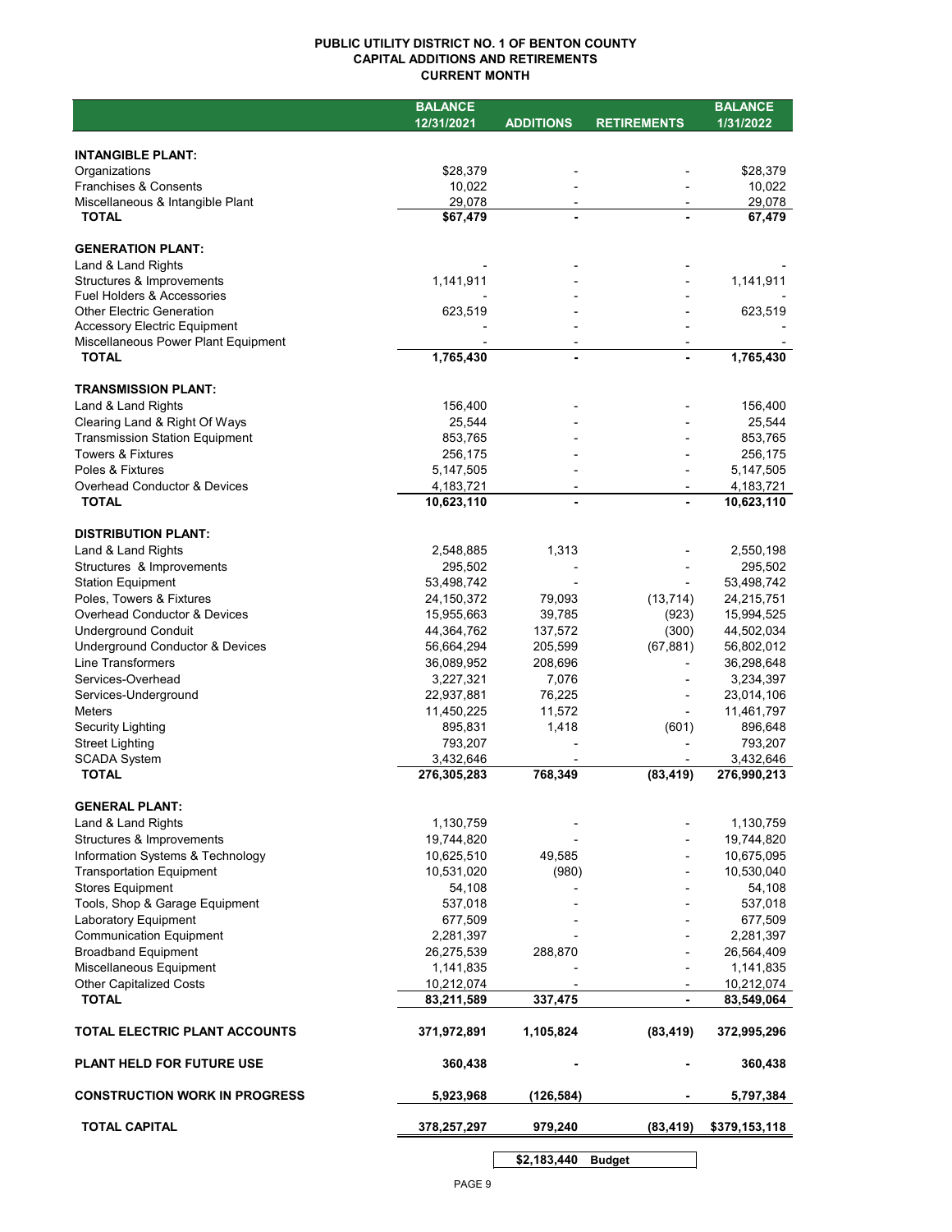# PUBLIC UTILITY DISTRICT NO. 1 OF BENTON COUNTY
## CAPITAL ADDITIONS AND RETIREMENTS
## CURRENT MONTH

| | BALANCE 12/31/2021 | ADDITIONS | RETIREMENTS | BALANCE 1/31/2022 |
|---|---|---|---|---|
| **INTANGIBLE PLANT:** | | | | |
| Organizations | $28,379 | - | - | $28,379 |
| Franchises & Consents | 10,022 | - | - | 10,022 |
| Miscellaneous & Intangible Plant | 29,078 | - | - | 29,078 |
| **TOTAL** | **$67,479** | **-** | **-** | **67,479** |
| **GENERATION PLANT:** | | | | |
| Land & Land Rights | - | - | - | - |
| Structures & Improvements | 1,141,911 | - | - | 1,141,911 |
| Fuel Holders & Accessories | - | - | - | - |
| Other Electric Generation | 623,519 | - | - | 623,519 |
| Accessory Electric Equipment | - | - | - | - |
| Miscellaneous Power Plant Equipment | - | - | - | - |
| **TOTAL** | **1,765,430** | **-** | **-** | **1,765,430** |
| **TRANSMISSION PLANT:** | | | | |
| Land & Land Rights | 156,400 | - | - | 156,400 |
| Clearing Land & Right Of Ways | 25,544 | - | - | 25,544 |
| Transmission Station Equipment | 853,765 | - | - | 853,765 |
| Towers & Fixtures | 256,175 | - | - | 256,175 |
| Poles & Fixtures | 5,147,505 | - | - | 5,147,505 |
| Overhead Conductor & Devices | 4,183,721 | - | - | 4,183,721 |
| **TOTAL** | **10,623,110** | **-** | **-** | **10,623,110** |
| **DISTRIBUTION PLANT:** | | | | |
| Land & Land Rights | 2,548,885 | 1,313 | - | 2,550,198 |
| Structures & Improvements | 295,502 | - | - | 295,502 |
| Station Equipment | 53,498,742 | - | - | 53,498,742 |
| Poles, Towers & Fixtures | 24,150,372 | 79,093 | (13,714) | 24,215,751 |
| Overhead Conductor & Devices | 15,955,663 | 39,785 | (923) | 15,994,525 |
| Underground Conduit | 44,364,762 | 137,572 | (300) | 44,502,034 |
| Underground Conductor & Devices | 56,664,294 | 205,599 | (67,881) | 56,802,012 |
| Line Transformers | 36,089,952 | 208,696 | - | 36,298,648 |
| Services-Overhead | 3,227,321 | 7,076 | - | 3,234,397 |
| Services-Underground | 22,937,881 | 76,225 | - | 23,014,106 |
| Meters | 11,450,225 | 11,572 | - | 11,461,797 |
| Security Lighting | 895,831 | 1,418 | (601) | 896,648 |
| Street Lighting | 793,207 | - | - | 793,207 |
| SCADA System | 3,432,646 | - | - | 3,432,646 |
| **TOTAL** | **276,305,283** | **768,349** | **(83,419)** | **276,990,213** |
| **GENERAL PLANT:** | | | | |
| Land & Land Rights | 1,130,759 | - | - | 1,130,759 |
| Structures & Improvements | 19,744,820 | - | - | 19,744,820 |
| Information Systems & Technology | 10,625,510 | 49,585 | - | 10,675,095 |
| Transportation Equipment | 10,531,020 | (980) | - | 10,530,040 |
| Stores Equipment | 54,108 | - | - | 54,108 |
| Tools, Shop & Garage Equipment | 537,018 | - | - | 537,018 |
| Laboratory Equipment | 677,509 | - | - | 677,509 |
| Communication Equipment | 2,281,397 | - | - | 2,281,397 |
| Broadband Equipment | 26,275,539 | 288,870 | - | 26,564,409 |
| Miscellaneous Equipment | 1,141,835 | - | - | 1,141,835 |
| Other Capitalized Costs | 10,212,074 | - | - | 10,212,074 |
| **TOTAL** | **83,211,589** | **337,475** | **-** | **83,549,064** |
| **TOTAL ELECTRIC PLANT ACCOUNTS** | **371,972,891** | **1,105,824** | **(83,419)** | **372,995,296** |
| **PLANT HELD FOR FUTURE USE** | **360,438** | **-** | **-** | **360,438** |
| **CONSTRUCTION WORK IN PROGRESS** | **5,923,968** | **(126,584)** | **-** | **5,797,384** |
| **TOTAL CAPITAL** | **378,257,297** | **979,240** | **(83,419)** | **$379,153,118** |

| | |
|---|---|
| $2,183,440 | Budget |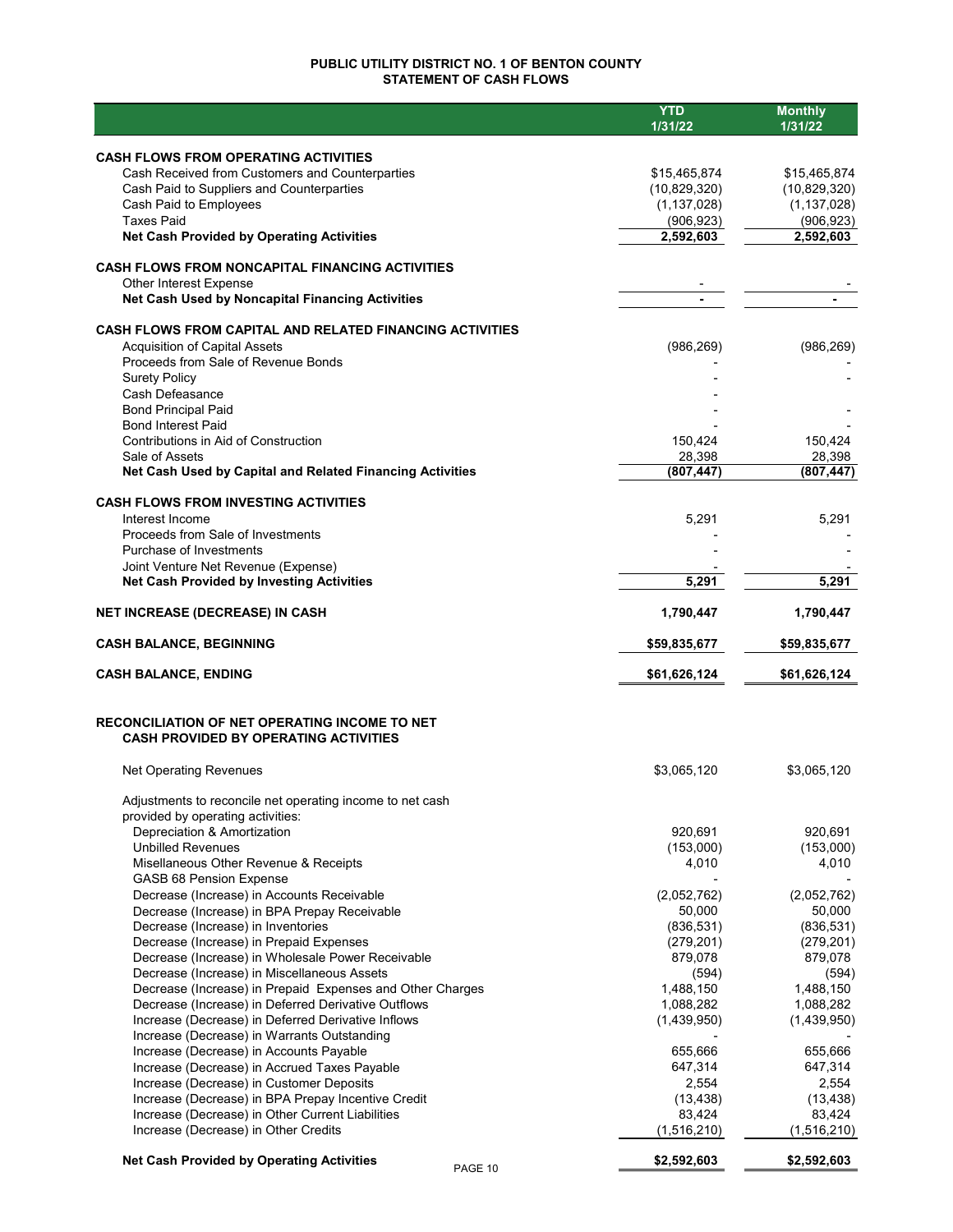# PUBLIC UTILITY DISTRICT NO. 1 OF BENTON COUNTY
## STATEMENT OF CASH FLOWS

| | YTD 1/31/22 | Monthly 1/31/22 |
|---|---|---|
| **CASH FLOWS FROM OPERATING ACTIVITIES** | | |
| Cash Received from Customers and Counterparties | $15,465,874 | $15,465,874 |
| Cash Paid to Suppliers and Counterparties | (10,829,320) | (10,829,320) |
| Cash Paid to Employees | (1,137,028) | (1,137,028) |
| Taxes Paid | (906,923) | (906,923) |
| **Net Cash Provided by Operating Activities** | **2,592,603** | **2,592,603** |
| **CASH FLOWS FROM NONCAPITAL FINANCING ACTIVITIES** | | |
| Other Interest Expense | - | - |
| **Net Cash Used by Noncapital Financing Activities** | **-** | **-** |
| **CASH FLOWS FROM CAPITAL AND RELATED FINANCING ACTIVITIES** | | |
| Acquisition of Capital Assets | (986,269) | (986,269) |
| Proceeds from Sale of Revenue Bonds | - | - |
| Surety Policy | - | - |
| Cash Defeasance | - | |
| Bond Principal Paid | - | - |
| Bond Interest Paid | - | - |
| Contributions in Aid of Construction | 150,424 | 150,424 |
| Sale of Assets | 28,398 | 28,398 |
| **Net Cash Used by Capital and Related Financing Activities** | **(807,447)** | **(807,447)** |
| **CASH FLOWS FROM INVESTING ACTIVITIES** | | |
| Interest Income | 5,291 | 5,291 |
| Proceeds from Sale of Investments | - | - |
| Purchase of Investments | - | - |
| Joint Venture Net Revenue (Expense) | - | - |
| **Net Cash Provided by Investing Activities** | **5,291** | **5,291** |
| **NET INCREASE (DECREASE) IN CASH** | **1,790,447** | **1,790,447** |
| **CASH BALANCE, BEGINNING** | **$59,835,677** | **$59,835,677** |
| **CASH BALANCE, ENDING** | **$61,626,124** | **$61,626,124** |

### RECONCILIATION OF NET OPERATING INCOME TO NET CASH PROVIDED BY OPERATING ACTIVITIES

| | YTD 1/31/22 | Monthly 1/31/22 |
|---|---|---|
| Net Operating Revenues | $3,065,120 | $3,065,120 |
| Adjustments to reconcile net operating income to net cash provided by operating activities: | | |
| Depreciation & Amortization | 920,691 | 920,691 |
| Unbilled Revenues | (153,000) | (153,000) |
| Misellaneous Other Revenue & Receipts | 4,010 | 4,010 |
| GASB 68 Pension Expense | - | - |
| Decrease (Increase) in Accounts Receivable | (2,052,762) | (2,052,762) |
| Decrease (Increase) in BPA Prepay Receivable | 50,000 | 50,000 |
| Decrease (Increase) in Inventories | (836,531) | (836,531) |
| Decrease (Increase) in Prepaid Expenses | (279,201) | (279,201) |
| Decrease (Increase) in Wholesale Power Receivable | 879,078 | 879,078 |
| Decrease (Increase) in Miscellaneous Assets | (594) | (594) |
| Decrease (Increase) in Prepaid Expenses and Other Charges | 1,488,150 | 1,488,150 |
| Decrease (Increase) in Deferred Derivative Outflows | 1,088,282 | 1,088,282 |
| Increase (Decrease) in Deferred Derivative Inflows | (1,439,950) | (1,439,950) |
| Increase (Decrease) in Warrants Outstanding | - | - |
| Increase (Decrease) in Accounts Payable | 655,666 | 655,666 |
| Increase (Decrease) in Accrued Taxes Payable | 647,314 | 647,314 |
| Increase (Decrease) in Customer Deposits | 2,554 | 2,554 |
| Increase (Decrease) in BPA Prepay Incentive Credit | (13,438) | (13,438) |
| Increase (Decrease) in Other Current Liabilities | 83,424 | 83,424 |
| Increase (Decrease) in Other Credits | (1,516,210) | (1,516,210) |
| **Net Cash Provided by Operating Activities** | **$2,592,603** | **$2,592,603** |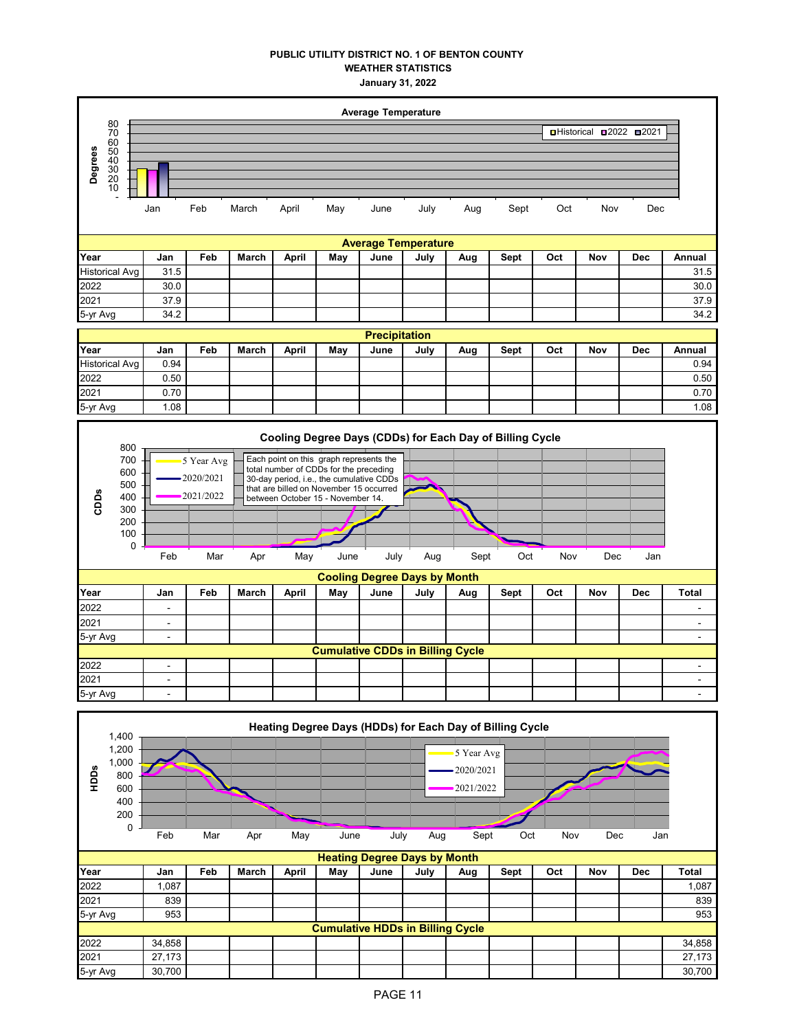**PUBLIC UTILITY DISTRICT NO. 1 OF BENTON COUNTY**
**WEATHER STATISTICS**
**January 31, 2022**

**Average Temperature**

| Year | Jan | Feb | March | April | May | June | July | Aug | Sept | Oct | Nov | Dec | Annual |
|---|---|---|---|---|---|---|---|---|---|---|---|---|---|
| Historical Avg | 31.5 | | | | | | | | | | | | 31.5 |
| 2022 | 30.0 | | | | | | | | | | | | 30.0 |
| 2021 | 37.9 | | | | | | | | | | | | 37.9 |
| 5-yr Avg | 34.2 | | | | | | | | | | | | 34.2 |

**Precipitation**

| Year | Jan | Feb | March | April | May | June | July | Aug | Sept | Oct | Nov | Dec | Annual |
|---|---|---|---|---|---|---|---|---|---|---|---|---|---|
| Historical Avg | 0.94 | | | | | | | | | | | | 0.94 |
| 2022 | 0.50 | | | | | | | | | | | | 0.50 |
| 2021 | 0.70 | | | | | | | | | | | | 0.70 |
| 5-yr Avg | 1.08 | | | | | | | | | | | | 1.08 |

**Cooling Degree Days (CDDs) for Each Day of Billing Cycle**

Each point on this graph represents the total number of CDDs for the preceding 30-day period, i.e., the cumulative CDDs that are billed on November 15 occurred between October 15 - November 14.

**Cooling Degree Days by Month**

| Year | Jan | Feb | March | April | May | June | July | Aug | Sept | Oct | Nov | Dec | Total |
|---|---|---|---|---|---|---|---|---|---|---|---|---|---|
| 2022 | - | | | | | | | | | | | | - |
| 2021 | - | | | | | | | | | | | | - |
| 5-yr Avg | - | | | | | | | | | | | | - |
| **Cumulative CDDs in Billing Cycle** | | | | | | | | | | | | | |
| 2022 | - | | | | | | | | | | | | - |
| 2021 | - | | | | | | | | | | | | - |
| 5-yr Avg | - | | | | | | | | | | | | - |

**Heating Degree Days (HDDs) for Each Day of Billing Cycle**

**Heating Degree Days by Month**

| Year | Jan | Feb | March | April | May | June | July | Aug | Sept | Oct | Nov | Dec | Total |
|---|---|---|---|---|---|---|---|---|---|---|---|---|---|
| 2022 | 1,087 | | | | | | | | | | | | 1,087 |
| 2021 | 839 | | | | | | | | | | | | 839 |
| 5-yr Avg | 953 | | | | | | | | | | | | 953 |
| **Cumulative HDDs in Billing Cycle** | | | | | | | | | | | | | |
| 2022 | 34,858 | | | | | | | | | | | | 34,858 |
| 2021 | 27,173 | | | | | | | | | | | | 27,173 |
| 5-yr Avg | 30,700 | | | | | | | | | | | | 30,700 |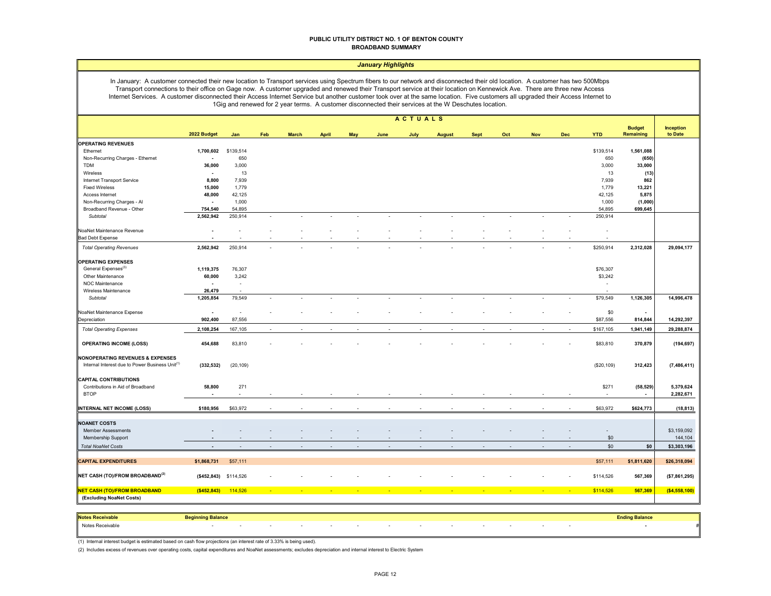# PUBLIC UTILITY DISTRICT NO. 1 OF BENTON COUNTY
## BROADBAND SUMMARY

### *January Highlights*

In January: A customer connected their new location to Transport services using Spectrum fibers to our network and disconnected their old location. A customer has two 500Mbps Transport connections to their office on Gage now. A customer upgraded and renewed their Transport service at their location on Kennewick Ave. There are three new Access Internet Services. A customer disconnected their Access Internet Service but another customer took over at the same location. Five customers all upgraded their Access Internet to 1Gig and renewed for 2 year terms. A customer disconnected their services at the W Deschutes location.

| | 2022 Budget | Jan | Feb | March | April | May | June | July | August | Sept | Oct | Nov | Dec | YTD | Budget Remaining | Inception to Date |
|---|---|---|---|---|---|---|---|---|---|---|---|---|---|---|---|---|
| | | ACTUALS | | | | | | | | | | | | | | |
| **OPERATING REVENUES** | | | | | | | | | | | | | | | | |
| Ethernet | 1,700,602 | $139,514 | | | | | | | | | | | | $139,514 | 1,561,088 | |
| Non-Recurring Charges - Ethernet | - | 650 | | | | | | | | | | | | 650 | (650) | |
| TDM | 36,000 | 3,000 | | | | | | | | | | | | 3,000 | 33,000 | |
| Wireless | - | 13 | | | | | | | | | | | | 13 | (13) | |
| Internet Transport Service | 8,800 | 7,939 | | | | | | | | | | | | 7,939 | 862 | |
| Fixed Wireless | 15,000 | 1,779 | | | | | | | | | | | | 1,779 | 13,221 | |
| Access Internet | 48,000 | 42,125 | | | | | | | | | | | | 42,125 | 5,875 | |
| Non-Recurring Charges - AI | - | 1,000 | | | | | | | | | | | | 1,000 | (1,000) | |
| Broadband Revenue - Other | 754,540 | 54,895 | | | | | | | | | | | | 54,895 | 699,645 | |
| *Subtotal* | 2,562,942 | 250,914 | - | - | - | - | - | - | - | - | - | - | - | 250,914 | | |
| NoaNet Maintenance Revenue | - | - | - | - | - | - | - | - | - | - | - | - | - | - | | |
| Bad Debt Expense | - | - | - | - | - | - | - | - | - | - | - | - | - | - | | |
| *Total Operating Revenues* | 2,562,942 | 250,914 | - | - | - | - | - | - | - | - | - | - | - | $250,914 | 2,312,028 | 29,094,177 |
| **OPERATING EXPENSES** | | | | | | | | | | | | | | | | |
| General Expenses[3] | 1,119,375 | 76,307 | | | | | | | | | | | | $76,307 | | |
| Other Maintenance | 60,000 | 3,242 | | | | | | | | | | | | $3,242 | | |
| NOC Maintenance | - | - | | | | | | | | | | | | - | | |
| Wireless Maintenance | 26,479 | - | | | | | | | | | | | | - | | |
| *Subtotal* | 1,205,854 | 79,549 | - | - | - | - | - | - | - | - | - | - | - | $79,549 | 1,126,305 | 14,996,478 |
| NoaNet Maintenance Expense | - | - | - | - | - | - | - | - | - | - | - | - | - | $0 | - | |
| Depreciation | 902,400 | 87,556 | | | | | | | | | | | | $87,556 | 814,844 | 14,292,397 |
| *Total Operating Expenses* | 2,108,254 | 167,105 | - | - | - | - | - | - | - | - | - | - | - | $167,105 | 1,941,149 | 29,288,874 |
| **OPERATING INCOME (LOSS)** | 454,688 | 83,810 | - | - | - | - | - | - | - | - | - | - | - | $83,810 | 370,879 | (194,697) |
| **NONOPERATING REVENUES & EXPENSES** | | | | | | | | | | | | | | | | |
| Internal Interest due to Power Business Unit[1] | (332,532) | (20,109) | | | | | | | | | | | | ($20,109) | 312,423 | (7,486,411) |
| **CAPITAL CONTRIBUTIONS** | | | | | | | | | | | | | | | | |
| Contributions in Aid of Broadband | 58,800 | 271 | | | | | | | | | | | | $271 | (58,529) | 5,379,624 |
| BTOP | - | - | - | - | - | - | - | - | - | - | - | - | - | - | - | 2,282,671 |
| **INTERNAL NET INCOME (LOSS)** | $180,956 | $63,972 | - | - | - | - | - | - | - | - | - | - | - | $63,972 | $624,773 | (18,813) |
| **NOANET COSTS** | | | | | | | | | | | | | | | | |
| Member Assessments | - | - | - | - | - | - | - | - | - | - | - | - | - | - | | $3,159,092 |
| Membership Support | - | - | - | - | - | - | - | - | - | | | - | - | $0 | | 144,104 |
| *Total NoaNet Costs* | - | - | - | - | - | - | - | - | - | - | - | - | - | $0 | $0 | $3,303,196 |
| **CAPITAL EXPENDITURES** | $1,868,731 | $57,111 | | | | | | | | | | | | $57,111 | $1,811,620 | $26,318,094 |
| **NET CASH (TO)/FROM BROADBAND[2]** | ($452,843) | $114,526 | - | - | - | - | - | - | - | - | - | - | - | $114,526 | 567,369 | ($7,861,295) |
| **NET CASH (TO)/FROM BROADBAND (Excluding NoaNet Costs)** | ($452,843) | 114,526 | - | - | - | - | - | - | - | - | - | - | - | $114,526 | 567,369 | ($4,558,100) |

| Notes Receivable | Beginning Balance | | | | | | | | | | | | | Ending Balance | |
|---|---|---|---|---|---|---|---|---|---|---|---|---|---|---|---|
| Notes Receivable | - | - | - | - | - | - | - | - | - | - | - | - | - | - | # |

(1) Internal interest budget is estimated based on cash flow projections (an interest rate of 3.33% is being used).

(2) Includes excess of revenues over operating costs, capital expenditures and NoaNet assessments; excludes depreciation and internal interest to Electric System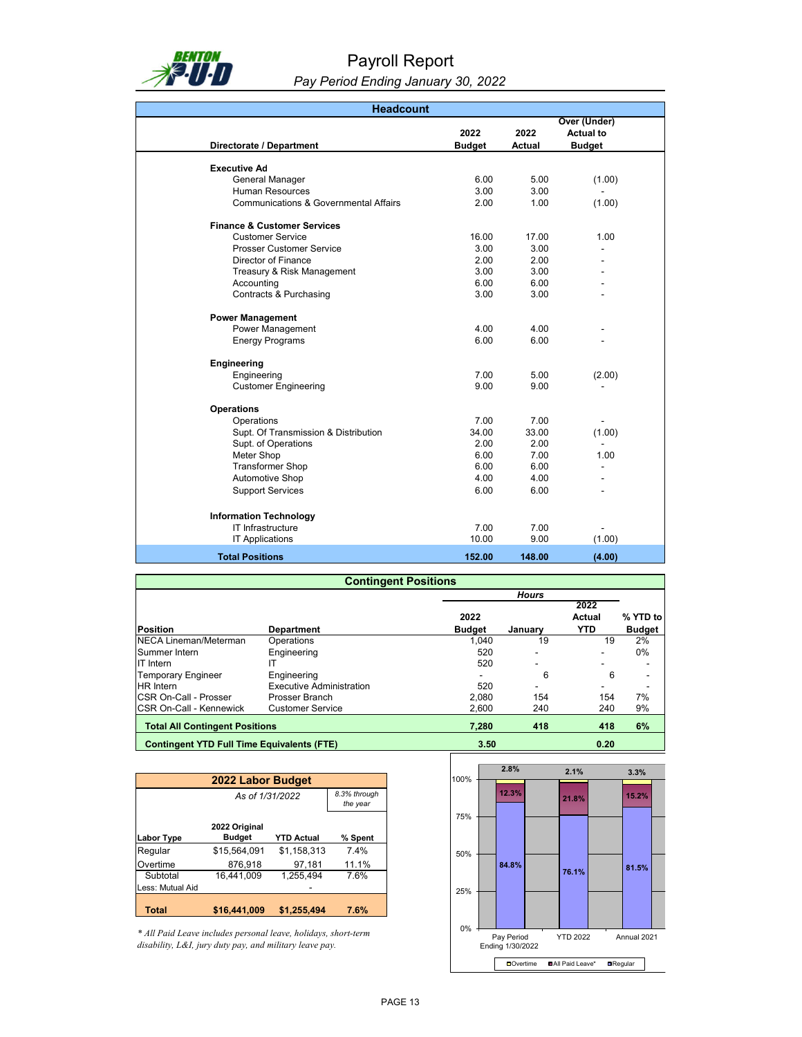# Payroll Report

*Pay Period Ending January 30, 2022*

| Headcount | | | |
|---|---|---|---|
| **Directorate / Department** | **2022 Budget** | **2022 Actual** | **Over (Under) Actual to Budget** |
| **Executive Ad** | | | |
| General Manager | 6.00 | 5.00 | (1.00) |
| Human Resources | 3.00 | 3.00 | - |
| Communications & Governmental Affairs | 2.00 | 1.00 | (1.00) |
| **Finance & Customer Services** | | | |
| Customer Service | 16.00 | 17.00 | 1.00 |
| Prosser Customer Service | 3.00 | 3.00 | - |
| Director of Finance | 2.00 | 2.00 | - |
| Treasury & Risk Management | 3.00 | 3.00 | - |
| Accounting | 6.00 | 6.00 | - |
| Contracts & Purchasing | 3.00 | 3.00 | - |
| **Power Management** | | | |
| Power Management | 4.00 | 4.00 | - |
| Energy Programs | 6.00 | 6.00 | - |
| **Engineering** | | | |
| Engineering | 7.00 | 5.00 | (2.00) |
| Customer Engineering | 9.00 | 9.00 | - |
| **Operations** | | | |
| Operations | 7.00 | 7.00 | - |
| Supt. Of Transmission & Distribution | 34.00 | 33.00 | (1.00) |
| Supt. of Operations | 2.00 | 2.00 | - |
| Meter Shop | 6.00 | 7.00 | 1.00 |
| Transformer Shop | 6.00 | 6.00 | - |
| Automotive Shop | 4.00 | 4.00 | - |
| Support Services | 6.00 | 6.00 | - |
| **Information Technology** | | | |
| IT Infrastructure | 7.00 | 7.00 | - |
| IT Applications | 10.00 | 9.00 | (1.00) |
| **Total Positions** | **152.00** | **148.00** | **(4.00)** |

| Contingent Positions | | | | | |
|---|---|---|---|---|---|
| | | Hours | | | |
| **Position** | **Department** | **2022 Budget** | **January** | **2022 Actual YTD** | **% YTD to Budget** |
| NECA Lineman/Meterman | Operations | 1,040 | 19 | 19 | 2% |
| Summer Intern | Engineering | 520 | - | - | 0% |
| IT Intern | IT | 520 | - | - | - |
| Temporary Engineer | Engineering | - | 6 | 6 | - |
| HR Intern | Executive Administration | 520 | - | - | - |
| CSR On-Call - Prosser | Prosser Branch | 2,080 | 154 | 154 | 7% |
| CSR On-Call - Kennewick | Customer Service | 2,600 | 240 | 240 | 9% |
| **Total All Contingent Positions** | | **7,280** | **418** | **418** | **6%** |
| **Contingent YTD Full Time Equivalents (FTE)** | | **3.50** | | **0.20** | |

| 2022 Labor Budget | | | |
|---|---|---|---|
| | As of 1/31/2022 | | *8.3% through the year* |
| **Labor Type** | **2022 Original Budget** | **YTD Actual** | **% Spent** |
| Regular | $15,564,091 | $1,158,313 | 7.4% |
| Overtime | 876,918 | 97,181 | 11.1% |
| Subtotal | 16,441,009 | 1,255,494 | 7.6% |
| Less: Mutual Aid | | - | |
| **Total** | **$16,441,009** | **$1,255,494** | **7.6%** |

*\* All Paid Leave includes personal leave, holidays, short-term disability, L&I, jury duty pay, and military leave pay.*

100%
75%
50%
25%
0%

Pay Period Ending 1/30/2022: 2.8% / 12.3% / 84.8%
YTD 2022: 2.1% / 21.8% / 76.1%
Annual 2021: 3.3% / 15.2% / 81.5%

Overtime | All Paid Leave* | Regular